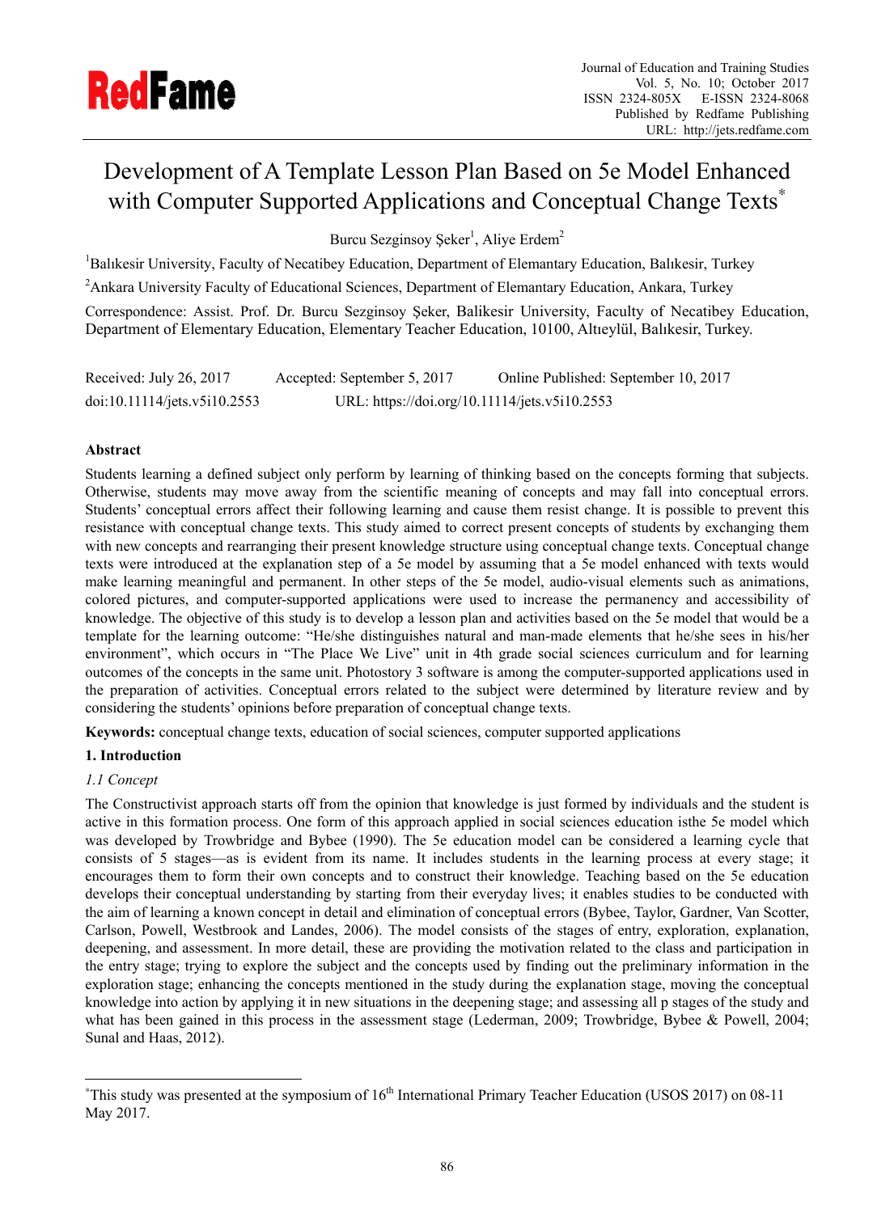# Development of A Template Lesson Plan Based on 5e Model Enhanced with Computer Supported Applications and Conceptual Change Texts*

Burcu Sezginsoy Şeker[1], Aliye Erdem[2]

[1]Balıkesir University, Faculty of Necatibey Education, Department of Elemantary Education, Balıkesir, Turkey

[2]Ankara University Faculty of Educational Sciences, Department of Elemantary Education, Ankara, Turkey

Correspondence: Assist. Prof. Dr. Burcu Sezginsoy Şeker, Balikesir University, Faculty of Necatibey Education, Department of Elementary Education, Elementary Teacher Education, 10100, Altıeylül, Balıkesir, Turkey.

Received: July 26, 2017 Accepted: September 5, 2017 Online Published: September 10, 2017

doi:10.11114/jets.v5i10.2553 URL: https://doi.org/10.11114/jets.v5i10.2553

**Abstract**

Students learning a defined subject only perform by learning of thinking based on the concepts forming that subjects. Otherwise, students may move away from the scientific meaning of concepts and may fall into conceptual errors. Students' conceptual errors affect their following learning and cause them resist change. It is possible to prevent this resistance with conceptual change texts. This study aimed to correct present concepts of students by exchanging them with new concepts and rearranging their present knowledge structure using conceptual change texts. Conceptual change texts were introduced at the explanation step of a 5e model by assuming that a 5e model enhanced with texts would make learning meaningful and permanent. In other steps of the 5e model, audio-visual elements such as animations, colored pictures, and computer-supported applications were used to increase the permanency and accessibility of knowledge. The objective of this study is to develop a lesson plan and activities based on the 5e model that would be a template for the learning outcome: "He/she distinguishes natural and man-made elements that he/she sees in his/her environment", which occurs in "The Place We Live" unit in 4th grade social sciences curriculum and for learning outcomes of the concepts in the same unit. Photostory 3 software is among the computer-supported applications used in the preparation of activities. Conceptual errors related to the subject were determined by literature review and by considering the students' opinions before preparation of conceptual change texts.

**Keywords:** conceptual change texts, education of social sciences, computer supported applications

## 1. Introduction

### *1.1 Concept*

The Constructivist approach starts off from the opinion that knowledge is just formed by individuals and the student is active in this formation process. One form of this approach applied in social sciences education isthe 5e model which was developed by Trowbridge and Bybee (1990). The 5e education model can be considered a learning cycle that consists of 5 stages—as is evident from its name. It includes students in the learning process at every stage; it encourages them to form their own concepts and to construct their knowledge. Teaching based on the 5e education develops their conceptual understanding by starting from their everyday lives; it enables studies to be conducted with the aim of learning a known concept in detail and elimination of conceptual errors (Bybee, Taylor, Gardner, Van Scotter, Carlson, Powell, Westbrook and Landes, 2006). The model consists of the stages of entry, exploration, explanation, deepening, and assessment. In more detail, these are providing the motivation related to the class and participation in the entry stage; trying to explore the subject and the concepts used by finding out the preliminary information in the exploration stage; enhancing the concepts mentioned in the study during the explanation stage, moving the conceptual knowledge into action by applying it in new situations in the deepening stage; and assessing all p stages of the study and what has been gained in this process in the assessment stage (Lederman, 2009; Trowbridge, Bybee & Powell, 2004; Sunal and Haas, 2012).

*This study was presented at the symposium of 16th International Primary Teacher Education (USOS 2017) on 08-11 May 2017.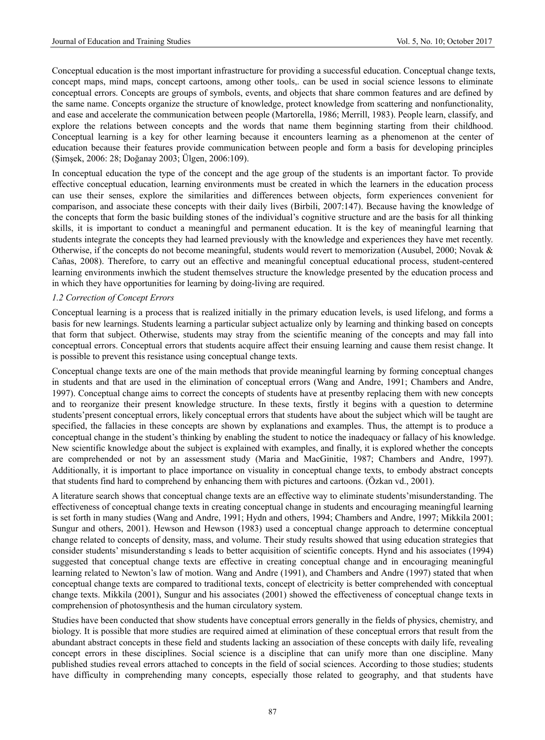Conceptual education is the most important infrastructure for providing a successful education. Conceptual change texts, concept maps, mind maps, concept cartoons, among other tools,. can be used in social science lessons to eliminate conceptual errors. Concepts are groups of symbols, events, and objects that share common features and are defined by the same name. Concepts organize the structure of knowledge, protect knowledge from scattering and nonfunctionality, and ease and accelerate the communication between people (Martorella, 1986; Merrill, 1983). People learn, classify, and explore the relations between concepts and the words that name them beginning starting from their childhood. Conceptual learning is a key for other learning because it encounters learning as a phenomenon at the center of education because their features provide communication between people and form a basis for developing principles (Şimşek, 2006: 28; Doğanay 2003; Ülgen, 2006:109).

In conceptual education the type of the concept and the age group of the students is an important factor. To provide effective conceptual education, learning environments must be created in which the learners in the education process can use their senses, explore the similarities and differences between objects, form experiences convenient for comparison, and associate these concepts with their daily lives (Birbili, 2007:147). Because having the knowledge of the concepts that form the basic building stones of the individual's cognitive structure and are the basis for all thinking skills, it is important to conduct a meaningful and permanent education. It is the key of meaningful learning that students integrate the concepts they had learned previously with the knowledge and experiences they have met recently. Otherwise, if the concepts do not become meaningful, students would revert to memorization (Ausubel, 2000; Novak & Cañas, 2008). Therefore, to carry out an effective and meaningful conceptual educational process, student-centered learning environments inwhich the student themselves structure the knowledge presented by the education process and in which they have opportunities for learning by doing-living are required.

### *1.2 Correction of Concept Errors*

Conceptual learning is a process that is realized initially in the primary education levels, is used lifelong, and forms a basis for new learnings. Students learning a particular subject actualize only by learning and thinking based on concepts that form that subject. Otherwise, students may stray from the scientific meaning of the concepts and may fall into conceptual errors. Conceptual errors that students acquire affect their ensuing learning and cause them resist change. It is possible to prevent this resistance using conceptual change texts.

Conceptual change texts are one of the main methods that provide meaningful learning by forming conceptual changes in students and that are used in the elimination of conceptual errors (Wang and Andre, 1991; Chambers and Andre, 1997). Conceptual change aims to correct the concepts of students have at presentby replacing them with new concepts and to reorganize their present knowledge structure. In these texts, firstly it begins with a question to determine students'present conceptual errors, likely conceptual errors that students have about the subject which will be taught are specified, the fallacies in these concepts are shown by explanations and examples. Thus, the attempt is to produce a conceptual change in the student's thinking by enabling the student to notice the inadequacy or fallacy of his knowledge. New scientific knowledge about the subject is explained with examples, and finally, it is explored whether the concepts are comprehended or not by an assessment study (Maria and MacGinitie, 1987; Chambers and Andre, 1997). Additionally, it is important to place importance on visuality in conceptual change texts, to embody abstract concepts that students find hard to comprehend by enhancing them with pictures and cartoons. (Özkan vd., 2001).

A literature search shows that conceptual change texts are an effective way to eliminate students'misunderstanding. The effectiveness of conceptual change texts in creating conceptual change in students and encouraging meaningful learning is set forth in many studies (Wang and Andre, 1991; Hydn and others, 1994; Chambers and Andre, 1997; Mikkila 2001; Sungur and others, 2001). Hewson and Hewson (1983) used a conceptual change approach to determine conceptual change related to concepts of density, mass, and volume. Their study results showed that using education strategies that consider students' misunderstanding s leads to better acquisition of scientific concepts. Hynd and his associates (1994) suggested that conceptual change texts are effective in creating conceptual change and in encouraging meaningful learning related to Newton's law of motion. Wang and Andre (1991), and Chambers and Andre (1997) stated that when conceptual change texts are compared to traditional texts, concept of electricity is better comprehended with conceptual change texts. Mikkila (2001), Sungur and his associates (2001) showed the effectiveness of conceptual change texts in comprehension of photosynthesis and the human circulatory system.

Studies have been conducted that show students have conceptual errors generally in the fields of physics, chemistry, and biology. It is possible that more studies are required aimed at elimination of these conceptual errors that result from the abundant abstract concepts in these field and students lacking an association of these concepts with daily life, revealing concept errors in these disciplines. Social science is a discipline that can unify more than one discipline. Many published studies reveal errors attached to concepts in the field of social sciences. According to those studies; students have difficulty in comprehending many concepts, especially those related to geography, and that students have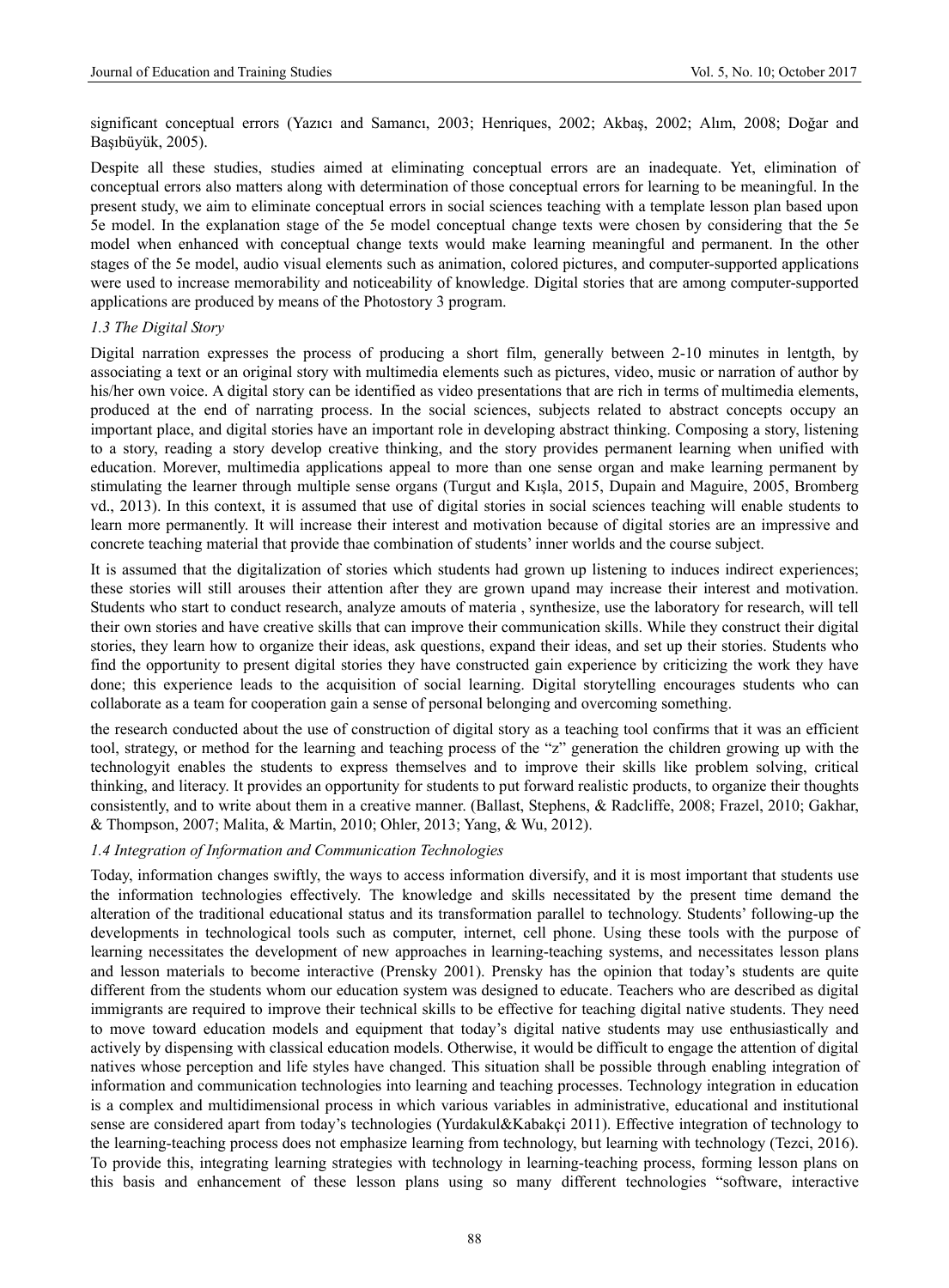significant conceptual errors (Yazıcı and Samancı, 2003; Henriques, 2002; Akbaş, 2002; Alım, 2008; Doğar and Başıbüyük, 2005).

Despite all these studies, studies aimed at eliminating conceptual errors are an inadequate. Yet, elimination of conceptual errors also matters along with determination of those conceptual errors for learning to be meaningful. In the present study, we aim to eliminate conceptual errors in social sciences teaching with a template lesson plan based upon 5e model. In the explanation stage of the 5e model conceptual change texts were chosen by considering that the 5e model when enhanced with conceptual change texts would make learning meaningful and permanent. In the other stages of the 5e model, audio visual elements such as animation, colored pictures, and computer-supported applications were used to increase memorability and noticeability of knowledge. Digital stories that are among computer-supported applications are produced by means of the Photostory 3 program.

### *1.3 The Digital Story*

Digital narration expresses the process of producing a short film, generally between 2-10 minutes in lentgth, by associating a text or an original story with multimedia elements such as pictures, video, music or narration of author by his/her own voice. A digital story can be identified as video presentations that are rich in terms of multimedia elements, produced at the end of narrating process. In the social sciences, subjects related to abstract concepts occupy an important place, and digital stories have an important role in developing abstract thinking. Composing a story, listening to a story, reading a story develop creative thinking, and the story provides permanent learning when unified with education. Morever, multimedia applications appeal to more than one sense organ and make learning permanent by stimulating the learner through multiple sense organs (Turgut and Kışla, 2015, Dupain and Maguire, 2005, Bromberg vd., 2013). In this context, it is assumed that use of digital stories in social sciences teaching will enable students to learn more permanently. It will increase their interest and motivation because of digital stories are an impressive and concrete teaching material that provide thae combination of students' inner worlds and the course subject.

It is assumed that the digitalization of stories which students had grown up listening to induces indirect experiences; these stories will still arouses their attention after they are grown upand may increase their interest and motivation. Students who start to conduct research, analyze amouts of materia , synthesize, use the laboratory for research, will tell their own stories and have creative skills that can improve their communication skills. While they construct their digital stories, they learn how to organize their ideas, ask questions, expand their ideas, and set up their stories. Students who find the opportunity to present digital stories they have constructed gain experience by criticizing the work they have done; this experience leads to the acquisition of social learning. Digital storytelling encourages students who can collaborate as a team for cooperation gain a sense of personal belonging and overcoming something.

the research conducted about the use of construction of digital story as a teaching tool confirms that it was an efficient tool, strategy, or method for the learning and teaching process of the "z" generation the children growing up with the technologyit enables the students to express themselves and to improve their skills like problem solving, critical thinking, and literacy. It provides an opportunity for students to put forward realistic products, to organize their thoughts consistently, and to write about them in a creative manner. (Ballast, Stephens, & Radcliffe, 2008; Frazel, 2010; Gakhar, & Thompson, 2007; Malita, & Martin, 2010; Ohler, 2013; Yang, & Wu, 2012).

### *1.4 Integration of Information and Communication Technologies*

Today, information changes swiftly, the ways to access information diversify, and it is most important that students use the information technologies effectively. The knowledge and skills necessitated by the present time demand the alteration of the traditional educational status and its transformation parallel to technology. Students' following-up the developments in technological tools such as computer, internet, cell phone. Using these tools with the purpose of learning necessitates the development of new approaches in learning-teaching systems, and necessitates lesson plans and lesson materials to become interactive (Prensky 2001). Prensky has the opinion that today's students are quite different from the students whom our education system was designed to educate. Teachers who are described as digital immigrants are required to improve their technical skills to be effective for teaching digital native students. They need to move toward education models and equipment that today's digital native students may use enthusiastically and actively by dispensing with classical education models. Otherwise, it would be difficult to engage the attention of digital natives whose perception and life styles have changed. This situation shall be possible through enabling integration of information and communication technologies into learning and teaching processes. Technology integration in education is a complex and multidimensional process in which various variables in administrative, educational and institutional sense are considered apart from today's technologies (Yurdakul&Kabakçi 2011). Effective integration of technology to the learning-teaching process does not emphasize learning from technology, but learning with technology (Tezci, 2016). To provide this, integrating learning strategies with technology in learning-teaching process, forming lesson plans on this basis and enhancement of these lesson plans using so many different technologies "software, interactive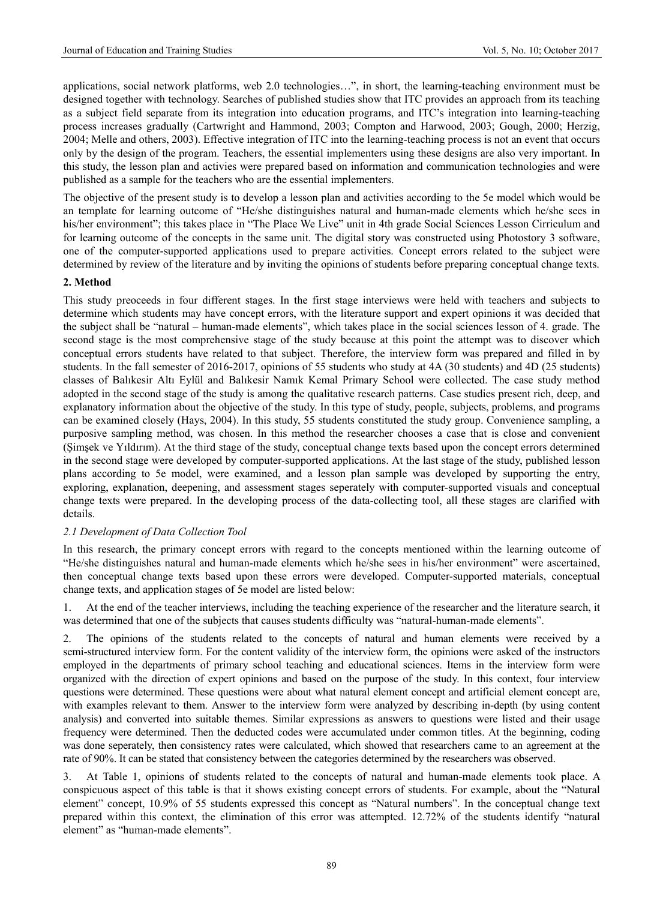applications, social network platforms, web 2.0 technologies…", in short, the learning-teaching environment must be designed together with technology. Searches of published studies show that ITC provides an approach from its teaching as a subject field separate from its integration into education programs, and ITC's integration into learning-teaching process increases gradually (Cartwright and Hammond, 2003; Compton and Harwood, 2003; Gough, 2000; Herzig, 2004; Melle and others, 2003). Effective integration of ITC into the learning-teaching process is not an event that occurs only by the design of the program. Teachers, the essential implementers using these designs are also very important. In this study, the lesson plan and activies were prepared based on information and communication technologies and were published as a sample for the teachers who are the essential implementers.

The objective of the present study is to develop a lesson plan and activities according to the 5e model which would be an template for learning outcome of "He/she distinguishes natural and human-made elements which he/she sees in his/her environment"; this takes place in "The Place We Live" unit in 4th grade Social Sciences Lesson Cirriculum and for learning outcome of the concepts in the same unit. The digital story was constructed using Photostory 3 software, one of the computer-supported applications used to prepare activities. Concept errors related to the subject were determined by review of the literature and by inviting the opinions of students before preparing conceptual change texts.

## 2. Method

This study preoceeds in four different stages. In the first stage interviews were held with teachers and subjects to determine which students may have concept errors, with the literature support and expert opinions it was decided that the subject shall be "natural – human-made elements", which takes place in the social sciences lesson of 4. grade. The second stage is the most comprehensive stage of the study because at this point the attempt was to discover which conceptual errors students have related to that subject. Therefore, the interview form was prepared and filled in by students. In the fall semester of 2016-2017, opinions of 55 students who study at 4A (30 students) and 4D (25 students) classes of Balıkesir Altı Eylül and Balıkesir Namık Kemal Primary School were collected. The case study method adopted in the second stage of the study is among the qualitative research patterns. Case studies present rich, deep, and explanatory information about the objective of the study. In this type of study, people, subjects, problems, and programs can be examined closely (Hays, 2004). In this study, 55 students constituted the study group. Convenience sampling, a purposive sampling method, was chosen. In this method the researcher chooses a case that is close and convenient (Şimşek ve Yıldırım). At the third stage of the study, conceptual change texts based upon the concept errors determined in the second stage were developed by computer-supported applications. At the last stage of the study, published lesson plans according to 5e model, were examined, and a lesson plan sample was developed by supporting the entry, exploring, explanation, deepening, and assessment stages seperately with computer-supported visuals and conceptual change texts were prepared. In the developing process of the data-collecting tool, all these stages are clarified with details.

### *2.1 Development of Data Collection Tool*

In this research, the primary concept errors with regard to the concepts mentioned within the learning outcome of "He/she distinguishes natural and human-made elements which he/she sees in his/her environment" were ascertained, then conceptual change texts based upon these errors were developed. Computer-supported materials, conceptual change texts, and application stages of 5e model are listed below:

1. At the end of the teacher interviews, including the teaching experience of the researcher and the literature search, it was determined that one of the subjects that causes students difficulty was "natural-human-made elements".

2. The opinions of the students related to the concepts of natural and human elements were received by a semi-structured interview form. For the content validity of the interview form, the opinions were asked of the instructors employed in the departments of primary school teaching and educational sciences. Items in the interview form were organized with the direction of expert opinions and based on the purpose of the study. In this context, four interview questions were determined. These questions were about what natural element concept and artificial element concept are, with examples relevant to them. Answer to the interview form were analyzed by describing in-depth (by using content analysis) and converted into suitable themes. Similar expressions as answers to questions were listed and their usage frequency were determined. Then the deducted codes were accumulated under common titles. At the beginning, coding was done seperately, then consistency rates were calculated, which showed that researchers came to an agreement at the rate of 90%. It can be stated that consistency between the categories determined by the researchers was observed.

3. At Table 1, opinions of students related to the concepts of natural and human-made elements took place. A conspicuous aspect of this table is that it shows existing concept errors of students. For example, about the "Natural element" concept, 10.9% of 55 students expressed this concept as "Natural numbers". In the conceptual change text prepared within this context, the elimination of this error was attempted. 12.72% of the students identify "natural element" as "human-made elements".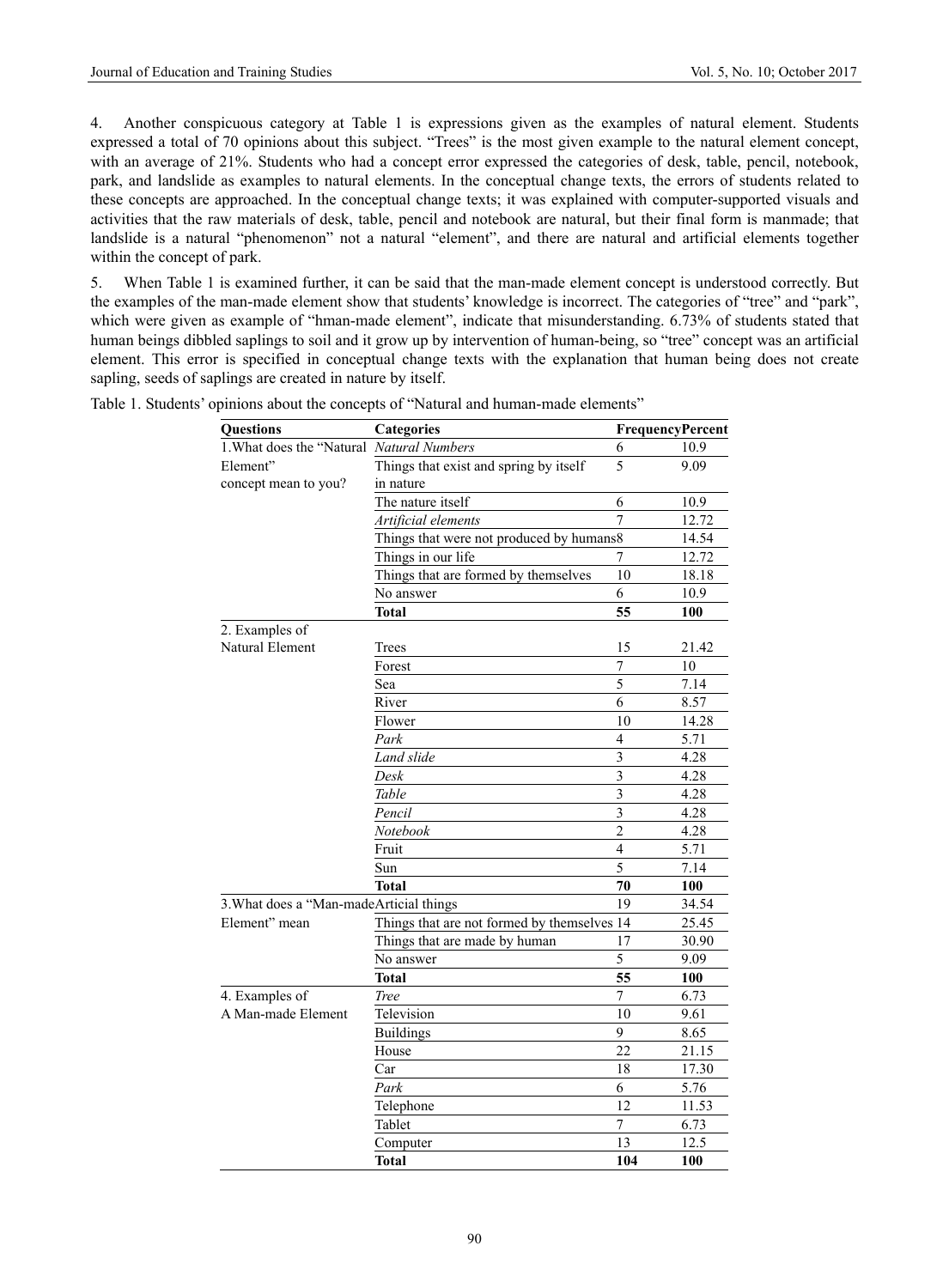4. Another conspicuous category at Table 1 is expressions given as the examples of natural element. Students expressed a total of 70 opinions about this subject. "Trees" is the most given example to the natural element concept, with an average of 21%. Students who had a concept error expressed the categories of desk, table, pencil, notebook, park, and landslide as examples to natural elements. In the conceptual change texts, the errors of students related to these concepts are approached. In the conceptual change texts; it was explained with computer-supported visuals and activities that the raw materials of desk, table, pencil and notebook are natural, but their final form is manmade; that landslide is a natural "phenomenon" not a natural "element", and there are natural and artificial elements together within the concept of park.

5. When Table 1 is examined further, it can be said that the man-made element concept is understood correctly. But the examples of the man-made element show that students' knowledge is incorrect. The categories of "tree" and "park", which were given as example of "hman-made element", indicate that misunderstanding. 6.73% of students stated that human beings dibbled saplings to soil and it grow up by intervention of human-being, so "tree" concept was an artificial element. This error is specified in conceptual change texts with the explanation that human being does not create sapling, seeds of saplings are created in nature by itself.

Table 1. Students' opinions about the concepts of "Natural and human-made elements"

| Questions | Categories | Frequency | Percent |
|---|---|---|---|
| 1.What does the "Natural Element" concept mean to you? | *Natural Numbers* | 6 | 10.9 |
| | Things that exist and spring by itself in nature | 5 | 9.09 |
| | The nature itself | 6 | 10.9 |
| | *Artificial elements* | 7 | 12.72 |
| | Things that were not produced by humans | 8 | 14.54 |
| | Things in our life | 7 | 12.72 |
| | Things that are formed by themselves | 10 | 18.18 |
| | No answer | 6 | 10.9 |
| | **Total** | **55** | **100** |
| 2. Examples of Natural Element | Trees | 15 | 21.42 |
| | Forest | 7 | 10 |
| | Sea | 5 | 7.14 |
| | River | 6 | 8.57 |
| | Flower | 10 | 14.28 |
| | *Park* | 4 | 5.71 |
| | *Land slide* | 3 | 4.28 |
| | *Desk* | 3 | 4.28 |
| | *Table* | 3 | 4.28 |
| | *Pencil* | 3 | 4.28 |
| | *Notebook* | 2 | 4.28 |
| | Fruit | 4 | 5.71 |
| | Sun | 5 | 7.14 |
| | **Total** | **70** | **100** |
| 3.What does a "Man-made Element" mean | Articial things | 19 | 34.54 |
| | Things that are not formed by themselves | 14 | 25.45 |
| | Things that are made by human | 17 | 30.90 |
| | No answer | 5 | 9.09 |
| | **Total** | **55** | **100** |
| 4. Examples of A Man-made Element | *Tree* | 7 | 6.73 |
| | Television | 10 | 9.61 |
| | Buildings | 9 | 8.65 |
| | House | 22 | 21.15 |
| | Car | 18 | 17.30 |
| | *Park* | 6 | 5.76 |
| | Telephone | 12 | 11.53 |
| | Tablet | 7 | 6.73 |
| | Computer | 13 | 12.5 |
| | **Total** | **104** | **100** |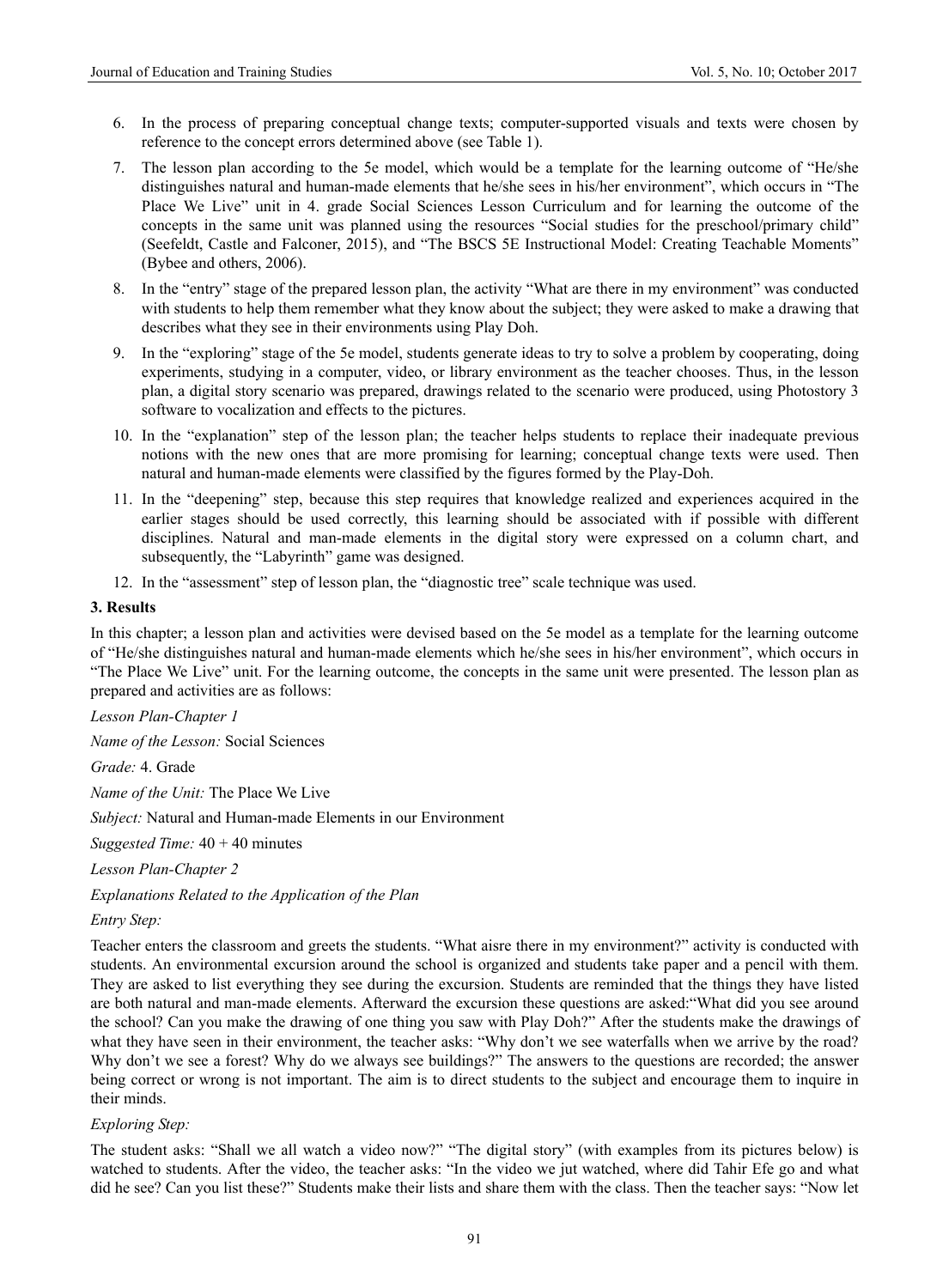6. In the process of preparing conceptual change texts; computer-supported visuals and texts were chosen by reference to the concept errors determined above (see Table 1).
7. The lesson plan according to the 5e model, which would be a template for the learning outcome of "He/she distinguishes natural and human-made elements that he/she sees in his/her environment", which occurs in "The Place We Live" unit in 4. grade Social Sciences Lesson Curriculum and for learning the outcome of the concepts in the same unit was planned using the resources "Social studies for the preschool/primary child" (Seefeldt, Castle and Falconer, 2015), and "The BSCS 5E Instructional Model: Creating Teachable Moments" (Bybee and others, 2006).
8. In the "entry" stage of the prepared lesson plan, the activity "What are there in my environment" was conducted with students to help them remember what they know about the subject; they were asked to make a drawing that describes what they see in their environments using Play Doh.
9. In the "exploring" stage of the 5e model, students generate ideas to try to solve a problem by cooperating, doing experiments, studying in a computer, video, or library environment as the teacher chooses. Thus, in the lesson plan, a digital story scenario was prepared, drawings related to the scenario were produced, using Photostory 3 software to vocalization and effects to the pictures.
10. In the "explanation" step of the lesson plan; the teacher helps students to replace their inadequate previous notions with the new ones that are more promising for learning; conceptual change texts were used. Then natural and human-made elements were classified by the figures formed by the Play-Doh.
11. In the "deepening" step, because this step requires that knowledge realized and experiences acquired in the earlier stages should be used correctly, this learning should be associated with if possible with different disciplines. Natural and man-made elements in the digital story were expressed on a column chart, and subsequently, the "Labyrinth" game was designed.
12. In the "assessment" step of lesson plan, the "diagnostic tree" scale technique was used.

## 3. Results

In this chapter; a lesson plan and activities were devised based on the 5e model as a template for the learning outcome of "He/she distinguishes natural and human-made elements which he/she sees in his/her environment", which occurs in "The Place We Live" unit. For the learning outcome, the concepts in the same unit were presented. The lesson plan as prepared and activities are as follows:

*Lesson Plan-Chapter 1*

*Name of the Lesson:* Social Sciences

*Grade:* 4. Grade

*Name of the Unit:* The Place We Live

*Subject:* Natural and Human-made Elements in our Environment

*Suggested Time:* 40 + 40 minutes

*Lesson Plan-Chapter 2*

*Explanations Related to the Application of the Plan*

*Entry Step:*

Teacher enters the classroom and greets the students. "What aisre there in my environment?" activity is conducted with students. An environmental excursion around the school is organized and students take paper and a pencil with them. They are asked to list everything they see during the excursion. Students are reminded that the things they have listed are both natural and man-made elements. Afterward the excursion these questions are asked:"What did you see around the school? Can you make the drawing of one thing you saw with Play Doh?" After the students make the drawings of what they have seen in their environment, the teacher asks: "Why don't we see waterfalls when we arrive by the road? Why don't we see a forest? Why do we always see buildings?" The answers to the questions are recorded; the answer being correct or wrong is not important. The aim is to direct students to the subject and encourage them to inquire in their minds.

*Exploring Step:*

The student asks: "Shall we all watch a video now?" "The digital story" (with examples from its pictures below) is watched to students. After the video, the teacher asks: "In the video we jut watched, where did Tahir Efe go and what did he see? Can you list these?" Students make their lists and share them with the class. Then the teacher says: "Now let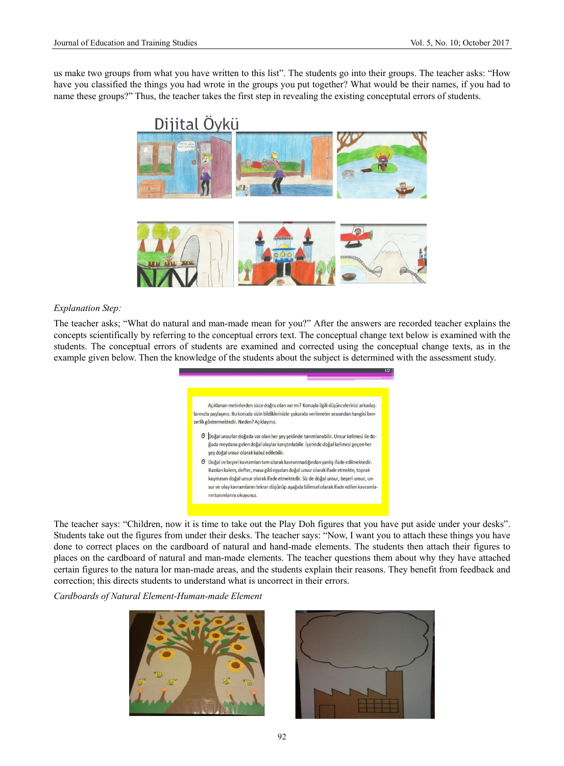us make two groups from what you have written to this list". The students go into their groups. The teacher asks: "How have you classified the things you had wrote in the groups you put together? What would be their names, if you had to name these groups?" Thus, the teacher takes the first step in revealing the existing conceptutal errors of students.

Dijital Öykü

*Explanation Step:*

The teacher asks; "What do natural and man-made mean for you?" After the answers are recorded teacher explains the concepts scientifically by referring to the conceptual errors text. The conceptual change text below is examined with the students. The conceptual errors of students are examined and corrected using the conceptual change texts, as in the example given below. Then the knowledge of the students about the subject is determined with the assessment study.

Açıklanan metinlerden sizce doğru olan var mı? Konuyla ilgili düşüncelerinizi arkadaşlarınızla paylaşınız. Bu konuda sizin bildiklerinizle yukarıda verileneler arasından hangisi benzerlik göstermektedir. Neden? Açıklayınız.

- Doğal unsurlar doğada var olan her şey şeklinde tanımlanabilir. Unsur kelimesi ile doğada meydana gelen doğal olaylar karıştırılabilir. İçerinde doğal kelimesi geçen her şey doğal unsur olarak kabul edilebilir.
- Doğal ve beşeri kavramları tam olarak kavranmadığından yanlış ifade edilmektedir. Bazıları kalem, defter, masa gibi eşyaları doğal unsur olarak ifade etmekte, toprak kaymasını doğal unsur olarak ifade etmektedir. Siz de doğal unsur, beşeri unsur, unsur ve olay kavramlarını tekrar düşünüp aşağıda bilimsel olarak ifade edilen kavramların tanımlarını okuyunuz.

The teacher says: "Children, now it is time to take out the Play Doh figures that you have put aside under your desks". Students take out the figures from under their desks. The teacher says: "Now, I want you to attach these things you have done to correct places on the cardboard of natural and hand-made elements. The students then attach their figures to places on the cardboard of natural and man-made elements. The teacher questions them about why they have attached certain figures to the natura lor man-made areas, and the students explain their reasons. They benefit from feedback and correction; this directs students to understand what is uncorrect in their errors.

*Cardboards of Natural Element-Human-made Element*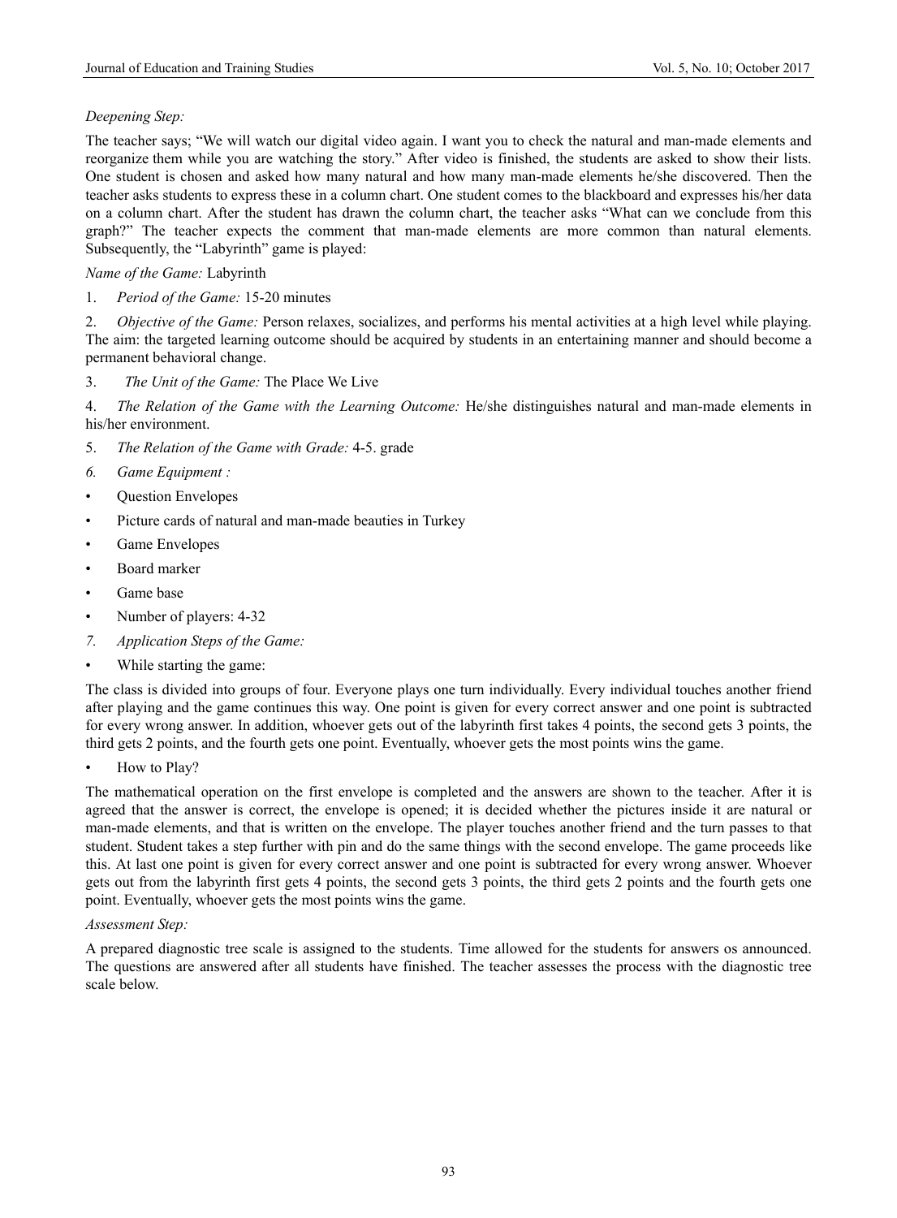*Deepening Step:*

The teacher says; "We will watch our digital video again. I want you to check the natural and man-made elements and reorganize them while you are watching the story." After video is finished, the students are asked to show their lists. One student is chosen and asked how many natural and how many man-made elements he/she discovered. Then the teacher asks students to express these in a column chart. One student comes to the blackboard and expresses his/her data on a column chart. After the student has drawn the column chart, the teacher asks "What can we conclude from this graph?" The teacher expects the comment that man-made elements are more common than natural elements. Subsequently, the "Labyrinth" game is played:

*Name of the Game:* Labyrinth

1. *Period of the Game:* 15-20 minutes

2. *Objective of the Game:* Person relaxes, socializes, and performs his mental activities at a high level while playing. The aim: the targeted learning outcome should be acquired by students in an entertaining manner and should become a permanent behavioral change.

3. *The Unit of the Game:* The Place We Live

4. *The Relation of the Game with the Learning Outcome:* He/she distinguishes natural and man-made elements in his/her environment.

5. *The Relation of the Game with Grade:* 4-5. grade

6. *Game Equipment :*

- Question Envelopes
- Picture cards of natural and man-made beauties in Turkey
- Game Envelopes
- Board marker
- Game base
- Number of players: 4-32

7. *Application Steps of the Game:*

- While starting the game:

The class is divided into groups of four. Everyone plays one turn individually. Every individual touches another friend after playing and the game continues this way. One point is given for every correct answer and one point is subtracted for every wrong answer. In addition, whoever gets out of the labyrinth first takes 4 points, the second gets 3 points, the third gets 2 points, and the fourth gets one point. Eventually, whoever gets the most points wins the game.

- How to Play?

The mathematical operation on the first envelope is completed and the answers are shown to the teacher. After it is agreed that the answer is correct, the envelope is opened; it is decided whether the pictures inside it are natural or man-made elements, and that is written on the envelope. The player touches another friend and the turn passes to that student. Student takes a step further with pin and do the same things with the second envelope. The game proceeds like this. At last one point is given for every correct answer and one point is subtracted for every wrong answer. Whoever gets out from the labyrinth first gets 4 points, the second gets 3 points, the third gets 2 points and the fourth gets one point. Eventually, whoever gets the most points wins the game.

*Assessment Step:*

A prepared diagnostic tree scale is assigned to the students. Time allowed for the students for answers os announced. The questions are answered after all students have finished. The teacher assesses the process with the diagnostic tree scale below.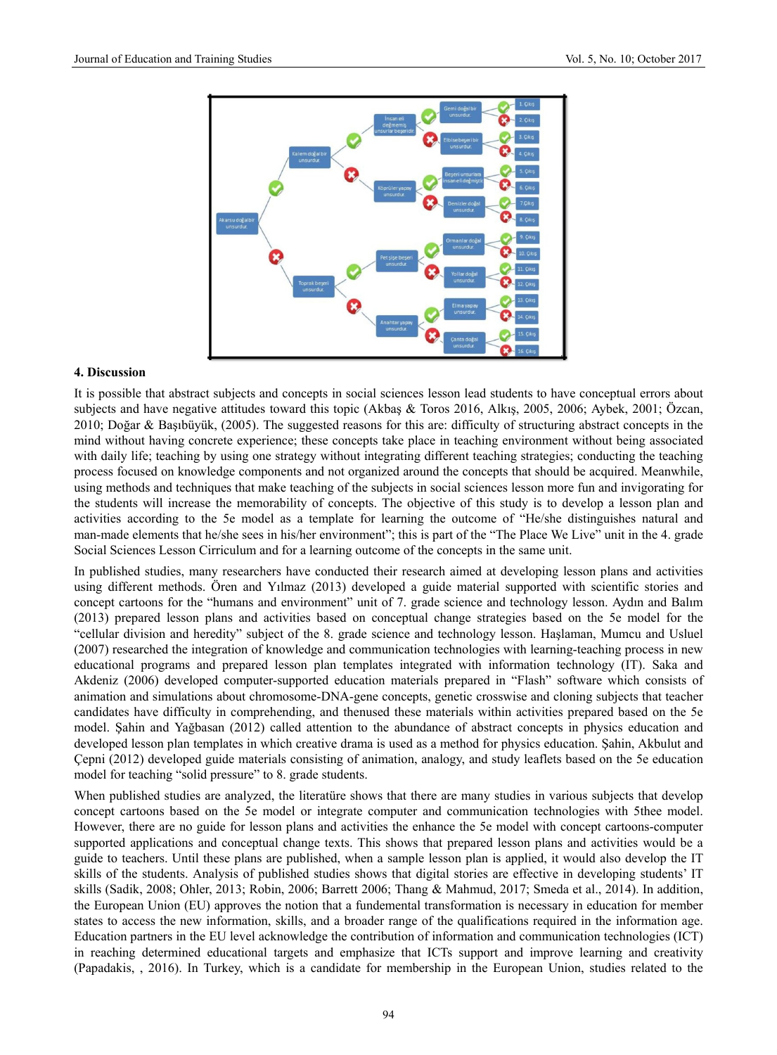## 4. Discussion

It is possible that abstract subjects and concepts in social sciences lesson lead students to have conceptual errors about subjects and have negative attitudes toward this topic (Akbaş & Toros 2016, Alkış, 2005, 2006; Aybek, 2001; Özcan, 2010; Doğar & Başıbüyük, (2005). The suggested reasons for this are: difficulty of structuring abstract concepts in the mind without having concrete experience; these concepts take place in teaching environment without being associated with daily life; teaching by using one strategy without integrating different teaching strategies; conducting the teaching process focused on knowledge components and not organized around the concepts that should be acquired. Meanwhile, using methods and techniques that make teaching of the subjects in social sciences lesson more fun and invigorating for the students will increase the memorability of concepts. The objective of this study is to develop a lesson plan and activities according to the 5e model as a template for learning the outcome of "He/she distinguishes natural and man-made elements that he/she sees in his/her environment"; this is part of the "The Place We Live" unit in the 4. grade Social Sciences Lesson Cirriculum and for a learning outcome of the concepts in the same unit.

In published studies, many researchers have conducted their research aimed at developing lesson plans and activities using different methods. Ören and Yılmaz (2013) developed a guide material supported with scientific stories and concept cartoons for the "humans and environment" unit of 7. grade science and technology lesson. Aydın and Balım (2013) prepared lesson plans and activities based on conceptual change strategies based on the 5e model for the "cellular division and heredity" subject of the 8. grade science and technology lesson. Haşlaman, Mumcu and Usluel (2007) researched the integration of knowledge and communication technologies with learning-teaching process in new educational programs and prepared lesson plan templates integrated with information technology (IT). Saka and Akdeniz (2006) developed computer-supported education materials prepared in "Flash" software which consists of animation and simulations about chromosome-DNA-gene concepts, genetic crosswise and cloning subjects that teacher candidates have difficulty in comprehending, and thenused these materials within activities prepared based on the 5e model. Şahin and Yağbasan (2012) called attention to the abundance of abstract concepts in physics education and developed lesson plan templates in which creative drama is used as a method for physics education. Şahin, Akbulut and Çepni (2012) developed guide materials consisting of animation, analogy, and study leaflets based on the 5e education model for teaching "solid pressure" to 8. grade students.

When published studies are analyzed, the literatüre shows that there are many studies in various subjects that develop concept cartoons based on the 5e model or integrate computer and communication technologies with 5thee model. However, there are no guide for lesson plans and activities the enhance the 5e model with concept cartoons-computer supported applications and conceptual change texts. This shows that prepared lesson plans and activities would be a guide to teachers. Until these plans are published, when a sample lesson plan is applied, it would also develop the IT skills of the students. Analysis of published studies shows that digital stories are effective in developing students' IT skills (Sadik, 2008; Ohler, 2013; Robin, 2006; Barrett 2006; Thang & Mahmud, 2017; Smeda et al., 2014). In addition, the European Union (EU) approves the notion that a fundemental transformation is necessary in education for member states to access the new information, skills, and a broader range of the qualifications required in the information age. Education partners in the EU level acknowledge the contribution of information and communication technologies (ICT) in reaching determined educational targets and emphasize that ICTs support and improve learning and creativity (Papadakis, , 2016). In Turkey, which is a candidate for membership in the European Union, studies related to the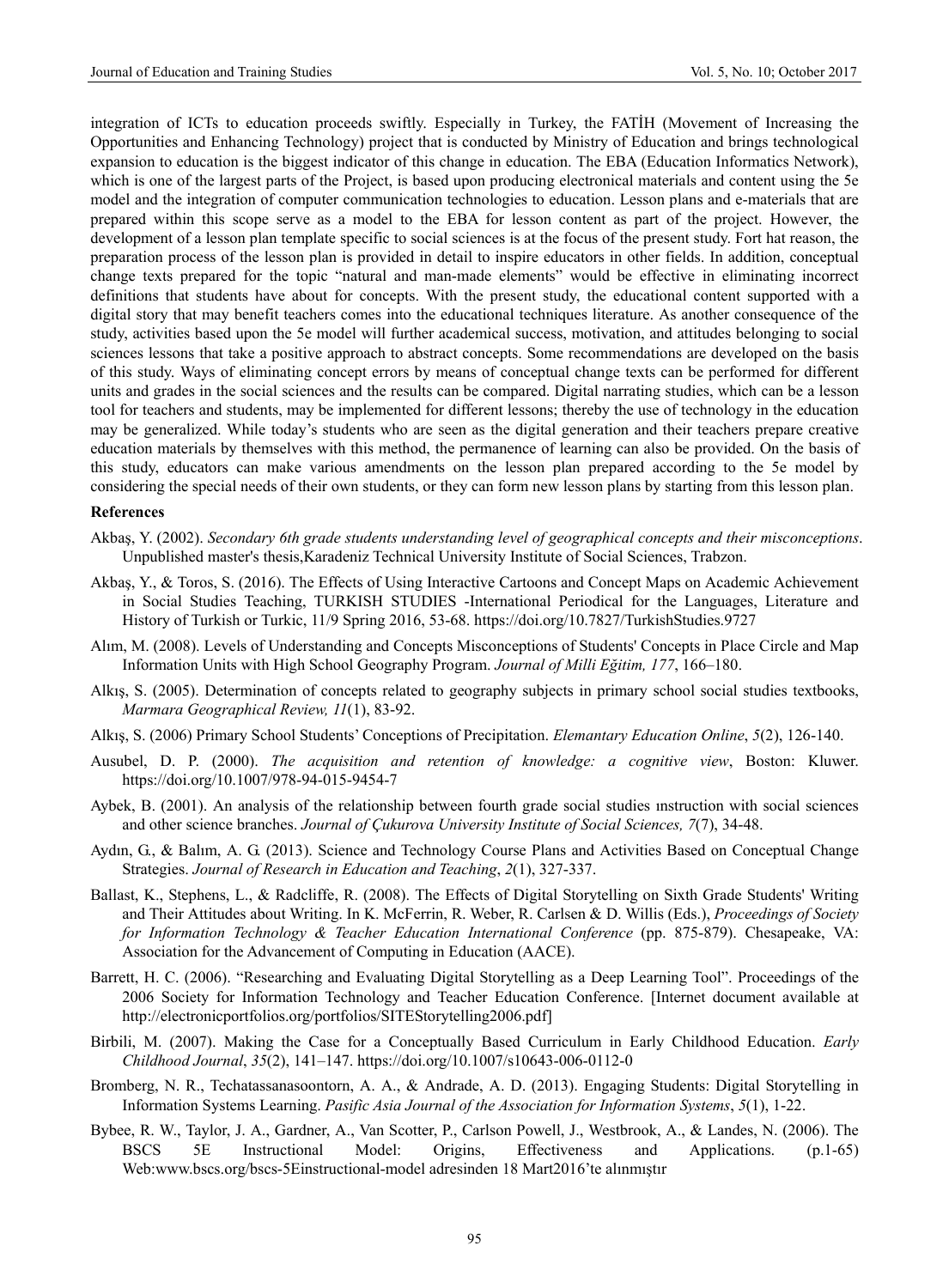integration of ICTs to education proceeds swiftly. Especially in Turkey, the FATİH (Movement of Increasing the Opportunities and Enhancing Technology) project that is conducted by Ministry of Education and brings technological expansion to education is the biggest indicator of this change in education. The EBA (Education Informatics Network), which is one of the largest parts of the Project, is based upon producing electronical materials and content using the 5e model and the integration of computer communication technologies to education. Lesson plans and e-materials that are prepared within this scope serve as a model to the EBA for lesson content as part of the project. However, the development of a lesson plan template specific to social sciences is at the focus of the present study. Fort hat reason, the preparation process of the lesson plan is provided in detail to inspire educators in other fields. In addition, conceptual change texts prepared for the topic "natural and man-made elements" would be effective in eliminating incorrect definitions that students have about for concepts. With the present study, the educational content supported with a digital story that may benefit teachers comes into the educational techniques literature. As another consequence of the study, activities based upon the 5e model will further academical success, motivation, and attitudes belonging to social sciences lessons that take a positive approach to abstract concepts. Some recommendations are developed on the basis of this study. Ways of eliminating concept errors by means of conceptual change texts can be performed for different units and grades in the social sciences and the results can be compared. Digital narrating studies, which can be a lesson tool for teachers and students, may be implemented for different lessons; thereby the use of technology in the education may be generalized. While today's students who are seen as the digital generation and their teachers prepare creative education materials by themselves with this method, the permanence of learning can also be provided. On the basis of this study, educators can make various amendments on the lesson plan prepared according to the 5e model by considering the special needs of their own students, or they can form new lesson plans by starting from this lesson plan.

## References

Akbaş, Y. (2002). *Secondary 6th grade students understanding level of geographical concepts and their misconceptions*. Unpublished master's thesis,Karadeniz Technical University Institute of Social Sciences, Trabzon.

Akbaş, Y., & Toros, S. (2016). The Effects of Using Interactive Cartoons and Concept Maps on Academic Achievement in Social Studies Teaching, TURKISH STUDIES -International Periodical for the Languages, Literature and History of Turkish or Turkic, 11/9 Spring 2016, 53-68. https://doi.org/10.7827/TurkishStudies.9727

Alım, M. (2008). Levels of Understanding and Concepts Misconceptions of Students' Concepts in Place Circle and Map Information Units with High School Geography Program. *Journal of Milli Eğitim, 177*, 166–180.

Alkış, S. (2005). Determination of concepts related to geography subjects in primary school social studies textbooks, *Marmara Geographical Review, 11*(1), 83-92.

Alkış, S. (2006) Primary School Students' Conceptions of Precipitation. *Elemantary Education Online*, *5*(2), 126-140.

Ausubel, D. P. (2000). *The acquisition and retention of knowledge: a cognitive view*, Boston: Kluwer. https://doi.org/10.1007/978-94-015-9454-7

Aybek, B. (2001). An analysis of the relationship between fourth grade social studies ınstruction with social sciences and other science branches. *Journal of Çukurova University Institute of Social Sciences, 7*(7), 34-48.

Aydın, G., & Balım, A. G. (2013). Science and Technology Course Plans and Activities Based on Conceptual Change Strategies. *Journal of Research in Education and Teaching*, *2*(1), 327-337.

Ballast, K., Stephens, L., & Radcliffe, R. (2008). The Effects of Digital Storytelling on Sixth Grade Students' Writing and Their Attitudes about Writing. In K. McFerrin, R. Weber, R. Carlsen & D. Willis (Eds.), *Proceedings of Society for Information Technology & Teacher Education International Conference* (pp. 875-879). Chesapeake, VA: Association for the Advancement of Computing in Education (AACE).

Barrett, H. C. (2006). "Researching and Evaluating Digital Storytelling as a Deep Learning Tool". Proceedings of the 2006 Society for Information Technology and Teacher Education Conference. [Internet document available at http://electronicportfolios.org/portfolios/SITEStorytelling2006.pdf]

Birbili, M. (2007). Making the Case for a Conceptually Based Curriculum in Early Childhood Education. *Early Childhood Journal*, *35*(2), 141–147. https://doi.org/10.1007/s10643-006-0112-0

Bromberg, N. R., Techatassanasoontorn, A. A., & Andrade, A. D. (2013). Engaging Students: Digital Storytelling in Information Systems Learning. *Pasific Asia Journal of the Association for Information Systems*, *5*(1), 1-22.

Bybee, R. W., Taylor, J. A., Gardner, A., Van Scotter, P., Carlson Powell, J., Westbrook, A., & Landes, N. (2006). The BSCS 5E Instructional Model: Origins, Effectiveness and Applications. (p.1-65) Web:www.bscs.org/bscs-5Einstructional-model adresinden 18 Mart2016'te alınmıştır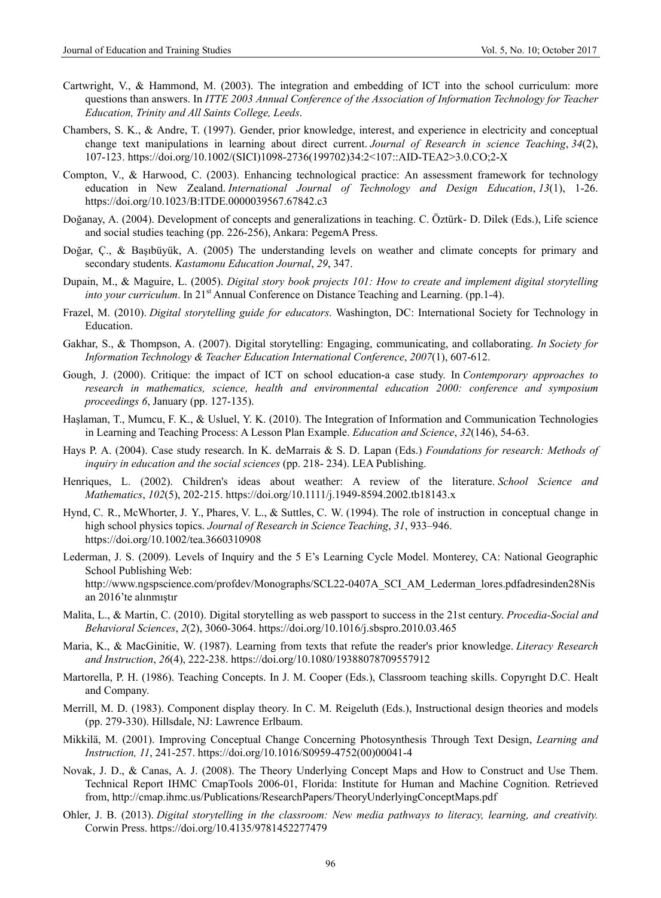Cartwright, V., & Hammond, M. (2003). The integration and embedding of ICT into the school curriculum: more questions than answers. In *ITTE 2003 Annual Conference of the Association of Information Technology for Teacher Education, Trinity and All Saints College, Leeds*.

Chambers, S. K., & Andre, T. (1997). Gender, prior knowledge, interest, and experience in electricity and conceptual change text manipulations in learning about direct current. *Journal of Research in science Teaching*, *34*(2), 107-123. https://doi.org/10.1002/(SICI)1098-2736(199702)34:2<107::AID-TEA2>3.0.CO;2-X

Compton, V., & Harwood, C. (2003). Enhancing technological practice: An assessment framework for technology education in New Zealand. *International Journal of Technology and Design Education*, *13*(1), 1-26. https://doi.org/10.1023/B:ITDE.0000039567.67842.c3

Doğanay, A. (2004). Development of concepts and generalizations in teaching. C. Öztürk- D. Dilek (Eds.), Life science and social studies teaching (pp. 226-256), Ankara: PegemA Press.

Doğar, Ç., & Başıbüyük, A. (2005) The understanding levels on weather and climate concepts for primary and secondary students. *Kastamonu Education Journal*, *29*, 347.

Dupain, M., & Maguire, L. (2005). *Digital story book projects 101: How to create and implement digital storytelling into your curriculum*. In 21st Annual Conference on Distance Teaching and Learning. (pp.1-4).

Frazel, M. (2010). *Digital storytelling guide for educators*. Washington, DC: International Society for Technology in Education.

Gakhar, S., & Thompson, A. (2007). Digital storytelling: Engaging, communicating, and collaborating. *In Society for Information Technology & Teacher Education International Conference*, *2007*(1), 607-612.

Gough, J. (2000). Critique: the impact of ICT on school education-a case study. In *Contemporary approaches to research in mathematics, science, health and environmental education 2000: conference and symposium proceedings 6*, January (pp. 127-135).

Haşlaman, T., Mumcu, F. K., & Usluel, Y. K. (2010). The Integration of Information and Communication Technologies in Learning and Teaching Process: A Lesson Plan Example. *Education and Science*, *32*(146), 54-63.

Hays P. A. (2004). Case study research. In K. deMarrais & S. D. Lapan (Eds.) *Foundations for research: Methods of inquiry in education and the social sciences* (pp. 218- 234). LEA Publishing.

Henriques, L. (2002). Children's ideas about weather: A review of the literature. *School Science and Mathematics*, *102*(5), 202-215. https://doi.org/10.1111/j.1949-8594.2002.tb18143.x

Hynd, C. R., McWhorter, J. Y., Phares, V. L., & Suttles, C. W. (1994). The role of instruction in conceptual change in high school physics topics. *Journal of Research in Science Teaching*, *31*, 933–946. https://doi.org/10.1002/tea.3660310908

Lederman, J. S. (2009). Levels of Inquiry and the 5 E's Learning Cycle Model. Monterey, CA: National Geographic School Publishing Web: http://www.ngspscience.com/profdev/Monographs/SCL22-0407A_SCI_AM_Lederman_lores.pdfadresinden28Nisan 2016'te alınmıştır

Malita, L., & Martin, C. (2010). Digital storytelling as web passport to success in the 21st century. *Procedia-Social and Behavioral Sciences*, *2*(2), 3060-3064. https://doi.org/10.1016/j.sbspro.2010.03.465

Maria, K., & MacGinitie, W. (1987). Learning from texts that refute the reader's prior knowledge. *Literacy Research and Instruction*, *26*(4), 222-238. https://doi.org/10.1080/19388078709557912

Martorella, P. H. (1986). Teaching Concepts. In J. M. Cooper (Eds.), Classroom teaching skills. Copyrıght D.C. Healt and Company.

Merrill, M. D. (1983). Component display theory. In C. M. Reigeluth (Eds.), Instructional design theories and models (pp. 279-330). Hillsdale, NJ: Lawrence Erlbaum.

Mikkilä, M. (2001). Improving Conceptual Change Concerning Photosynthesis Through Text Design, *Learning and Instruction, 11*, 241-257. https://doi.org/10.1016/S0959-4752(00)00041-4

Novak, J. D., & Canas, A. J. (2008). The Theory Underlying Concept Maps and How to Construct and Use Them. Technical Report IHMC CmapTools 2006-01, Florida: Institute for Human and Machine Cognition. Retrieved from, http://cmap.ihmc.us/Publications/ResearchPapers/TheoryUnderlyingConceptMaps.pdf

Ohler, J. B. (2013). *Digital storytelling in the classroom: New media pathways to literacy, learning, and creativity.* Corwin Press. https://doi.org/10.4135/9781452277479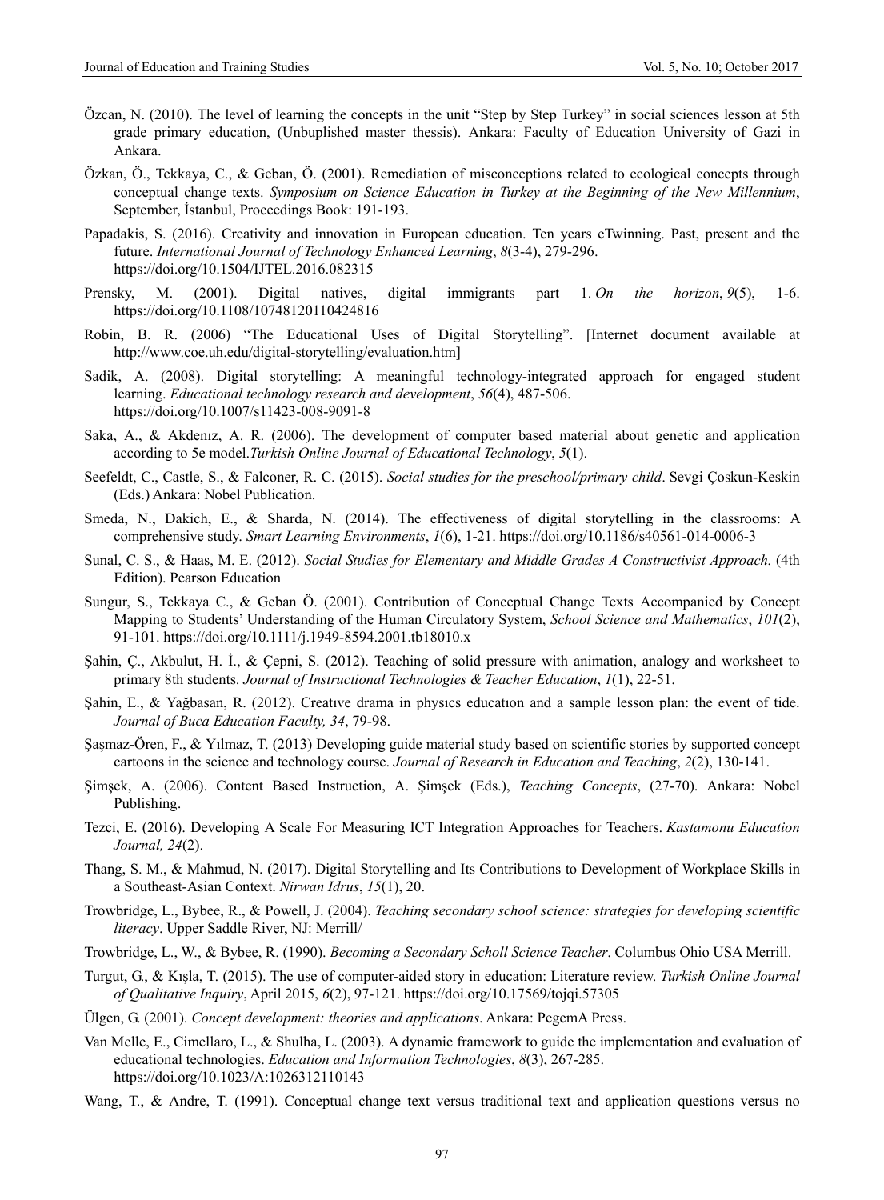Özcan, N. (2010). The level of learning the concepts in the unit "Step by Step Turkey" in social sciences lesson at 5th grade primary education, (Unbuplished master thessis). Ankara: Faculty of Education University of Gazi in Ankara.

Özkan, Ö., Tekkaya, C., & Geban, Ö. (2001). Remediation of misconceptions related to ecological concepts through conceptual change texts. *Symposium on Science Education in Turkey at the Beginning of the New Millennium*, September, İstanbul, Proceedings Book: 191-193.

Papadakis, S. (2016). Creativity and innovation in European education. Ten years eTwinning. Past, present and the future. *International Journal of Technology Enhanced Learning*, *8*(3-4), 279-296. https://doi.org/10.1504/IJTEL.2016.082315

Prensky, M. (2001). Digital natives, digital immigrants part 1. *On the horizon*, *9*(5), 1-6. https://doi.org/10.1108/10748120110424816

Robin, B. R. (2006) "The Educational Uses of Digital Storytelling". [Internet document available at http://www.coe.uh.edu/digital-storytelling/evaluation.htm]

Sadik, A. (2008). Digital storytelling: A meaningful technology-integrated approach for engaged student learning. *Educational technology research and development*, *56*(4), 487-506. https://doi.org/10.1007/s11423-008-9091-8

Saka, A., & Akdenız, A. R. (2006). The development of computer based material about genetic and application according to 5e model.*Turkish Online Journal of Educational Technology*, *5*(1).

Seefeldt, C., Castle, S., & Falconer, R. C. (2015). *Social studies for the preschool/primary child*. Sevgi Çoskun-Keskin (Eds.) Ankara: Nobel Publication.

Smeda, N., Dakich, E., & Sharda, N. (2014). The effectiveness of digital storytelling in the classrooms: A comprehensive study. *Smart Learning Environments*, *1*(6), 1-21. https://doi.org/10.1186/s40561-014-0006-3

Sunal, C. S., & Haas, M. E. (2012). *Social Studies for Elementary and Middle Grades A Constructivist Approach.* (4th Edition). Pearson Education

Sungur, S., Tekkaya C., & Geban Ö. (2001). Contribution of Conceptual Change Texts Accompanied by Concept Mapping to Students' Understanding of the Human Circulatory System, *School Science and Mathematics*, *101*(2), 91-101. https://doi.org/10.1111/j.1949-8594.2001.tb18010.x

Şahin, Ç., Akbulut, H. İ., & Çepni, S. (2012). Teaching of solid pressure with animation, analogy and worksheet to primary 8th students. *Journal of Instructional Technologies & Teacher Education*, *1*(1), 22-51.

Şahin, E., & Yağbasan, R. (2012). Creatıve drama in physıcs educatıon and a sample lesson plan: the event of tide. *Journal of Buca Education Faculty, 34*, 79-98.

Şaşmaz-Ören, F., & Yılmaz, T. (2013) Developing guide material study based on scientific stories by supported concept cartoons in the science and technology course. *Journal of Research in Education and Teaching*, *2*(2), 130-141.

Şimşek, A. (2006). Content Based Instruction, A. Şimşek (Eds.), *Teaching Concepts*, (27-70). Ankara: Nobel Publishing.

Tezci, E. (2016). Developing A Scale For Measuring ICT Integration Approaches for Teachers. *Kastamonu Education Journal, 24*(2).

Thang, S. M., & Mahmud, N. (2017). Digital Storytelling and Its Contributions to Development of Workplace Skills in a Southeast-Asian Context. *Nirwan Idrus*, *15*(1), 20.

Trowbridge, L., Bybee, R., & Powell, J. (2004). *Teaching secondary school science: strategies for developing scientific literacy*. Upper Saddle River, NJ: Merrill/

Trowbridge, L., W., & Bybee, R. (1990). *Becoming a Secondary Scholl Science Teacher*. Columbus Ohio USA Merrill.

Turgut, G., & Kışla, T. (2015). The use of computer-aided story in education: Literature review. *Turkish Online Journal of Qualitative Inquiry*, April 2015, *6*(2), 97-121. https://doi.org/10.17569/tojqi.57305

Ülgen, G. (2001). *Concept development: theories and applications*. Ankara: PegemA Press.

Van Melle, E., Cimellaro, L., & Shulha, L. (2003). A dynamic framework to guide the implementation and evaluation of educational technologies. *Education and Information Technologies*, *8*(3), 267-285. https://doi.org/10.1023/A:1026312110143

Wang, T., & Andre, T. (1991). Conceptual change text versus traditional text and application questions versus no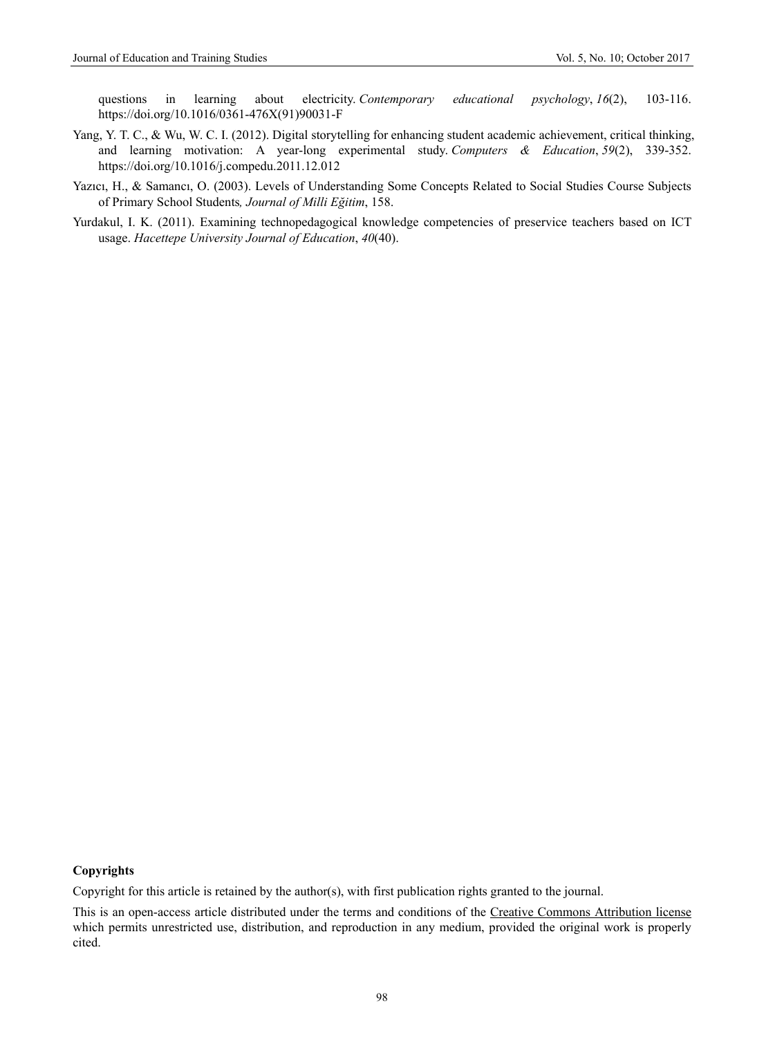questions in learning about electricity. *Contemporary educational psychology*, *16*(2), 103-116. https://doi.org/10.1016/0361-476X(91)90031-F

Yang, Y. T. C., & Wu, W. C. I. (2012). Digital storytelling for enhancing student academic achievement, critical thinking, and learning motivation: A year-long experimental study. *Computers & Education*, *59*(2), 339-352. https://doi.org/10.1016/j.compedu.2011.12.012

Yazıcı, H., & Samancı, O. (2003). Levels of Understanding Some Concepts Related to Social Studies Course Subjects of Primary School Students*, Journal of Milli Eğitim*, 158.

Yurdakul, I. K. (2011). Examining technopedagogical knowledge competencies of preservice teachers based on ICT usage. *Hacettepe University Journal of Education*, *40*(40).

**Copyrights**

Copyright for this article is retained by the author(s), with first publication rights granted to the journal.

This is an open-access article distributed under the terms and conditions of the Creative Commons Attribution license which permits unrestricted use, distribution, and reproduction in any medium, provided the original work is properly cited.